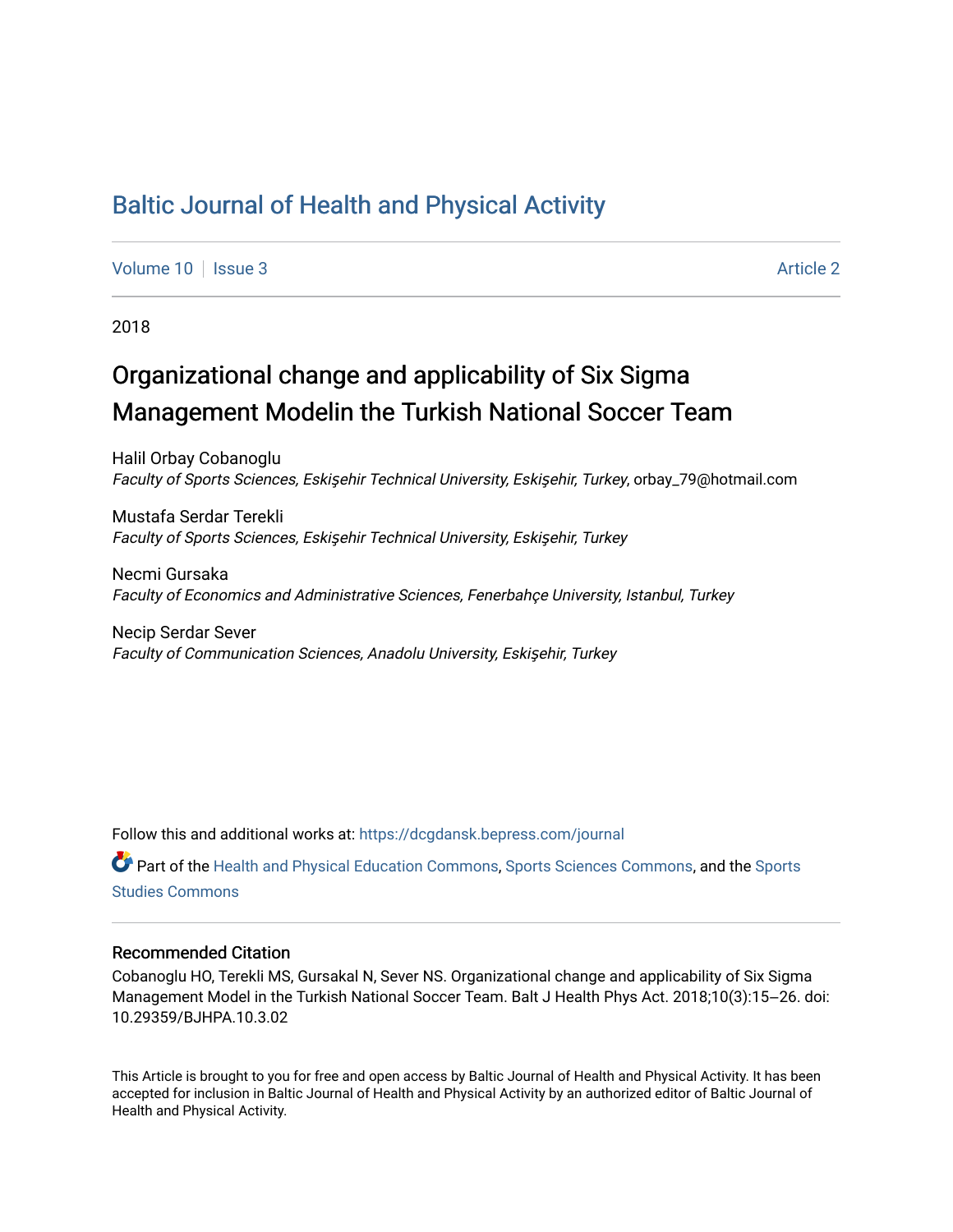# Baltic Journal of Health and Physical Activity

Volume 10 | Issue 3 Article 2

2018

## Organizational change and applicability of Six Sigma Management Modelin the Turkish National Soccer Team

Halil Orbay Cobanoglu
*Faculty of Sports Sciences, Eskişehir Technical University, Eskişehir, Turkey*, orbay_79@hotmail.com

Mustafa Serdar Terekli
*Faculty of Sports Sciences, Eskişehir Technical University, Eskişehir, Turkey*

Necmi Gursaka
*Faculty of Economics and Administrative Sciences, Fenerbahçe University, Istanbul, Turkey*

Necip Serdar Sever
*Faculty of Communication Sciences, Anadolu University, Eskişehir, Turkey*

Follow this and additional works at: https://dcgdansk.bepress.com/journal

Part of the Health and Physical Education Commons, Sports Sciences Commons, and the Sports Studies Commons

### Recommended Citation

Cobanoglu HO, Terekli MS, Gursakal N, Sever NS. Organizational change and applicability of Six Sigma Management Model in the Turkish National Soccer Team. Balt J Health Phys Act. 2018;10(3):15–26. doi: 10.29359/BJHPA.10.3.02

This Article is brought to you for free and open access by Baltic Journal of Health and Physical Activity. It has been accepted for inclusion in Baltic Journal of Health and Physical Activity by an authorized editor of Baltic Journal of Health and Physical Activity.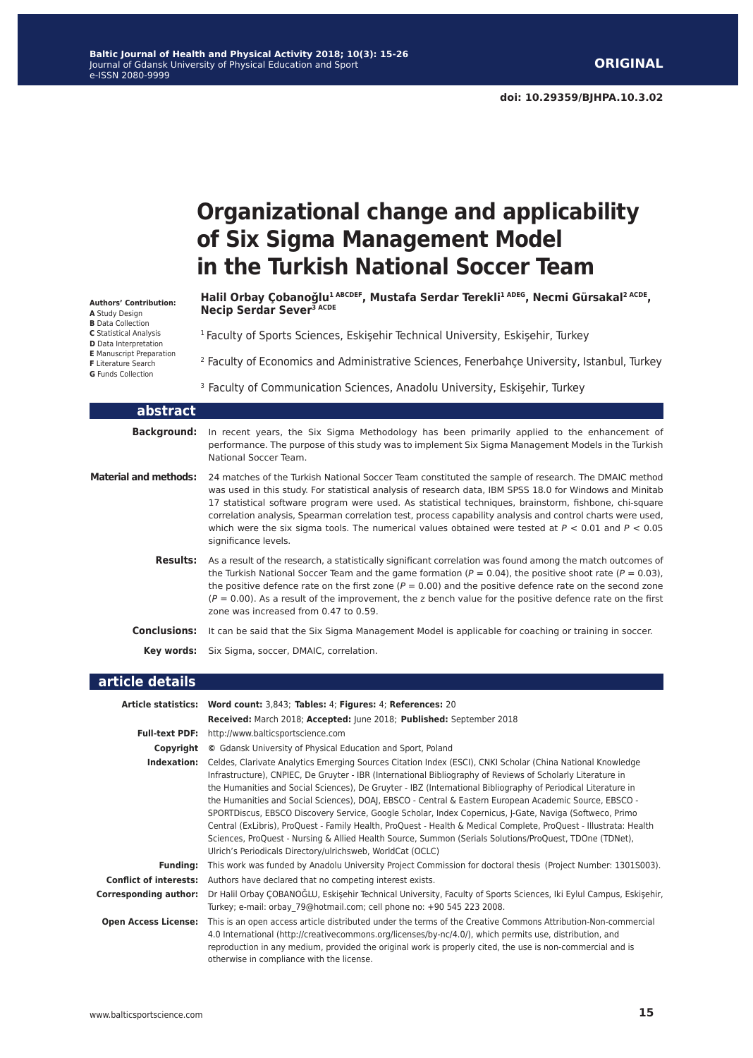**ORIGINAL**

doi: 10.29359/BJHPA.10.3.02

# Organizational change and applicability of Six Sigma Management Model in the Turkish National Soccer Team

**Halil Orbay Çobanoğlu[1 ABCDEF], Mustafa Serdar Terekli[1 ADEG], Necmi Gürsakal[2 ACDE], Necip Serdar Sever[3 ACDE]**

**Authors' Contribution:**
**A** Study Design
**B** Data Collection
**C** Statistical Analysis
**D** Data Interpretation
**E** Manuscript Preparation
**F** Literature Search
**G** Funds Collection

[1] Faculty of Sports Sciences, Eskişehir Technical University, Eskişehir, Turkey

[2] Faculty of Economics and Administrative Sciences, Fenerbahçe University, Istanbul, Turkey

[3] Faculty of Communication Sciences, Anadolu University, Eskişehir, Turkey

## abstract

**Background:** In recent years, the Six Sigma Methodology has been primarily applied to the enhancement of performance. The purpose of this study was to implement Six Sigma Management Models in the Turkish National Soccer Team.

**Material and methods:** 24 matches of the Turkish National Soccer Team constituted the sample of research. The DMAIC method was used in this study. For statistical analysis of research data, IBM SPSS 18.0 for Windows and Minitab 17 statistical software program were used. As statistical techniques, brainstorm, fishbone, chi-square correlation analysis, Spearman correlation test, process capability analysis and control charts were used, which were the six sigma tools. The numerical values obtained were tested at $P < 0.01$ and $P < 0.05$ significance levels.

**Results:** As a result of the research, a statistically significant correlation was found among the match outcomes of the Turkish National Soccer Team and the game formation ($P = 0.04$), the positive shoot rate ($P = 0.03$), the positive defence rate on the first zone ($P = 0.00$) and the positive defence rate on the second zone ($P = 0.00$). As a result of the improvement, the z bench value for the positive defence rate on the first zone was increased from 0.47 to 0.59.

**Conclusions:** It can be said that the Six Sigma Management Model is applicable for coaching or training in soccer.

**Key words:** Six Sigma, soccer, DMAIC, correlation.

## article details

**Article statistics:** **Word count:** 3,843; **Tables:** 4; **Figures:** 4; **References:** 20

**Received:** March 2018; **Accepted:** June 2018; **Published:** September 2018

**Full-text PDF:** http://www.balticsportscience.com

**Copyright** © Gdansk University of Physical Education and Sport, Poland

**Indexation:** Celdes, Clarivate Analytics Emerging Sources Citation Index (ESCI), CNKI Scholar (China National Knowledge Infrastructure), CNPIEC, De Gruyter - IBR (International Bibliography of Reviews of Scholarly Literature in the Humanities and Social Sciences), De Gruyter - IBZ (International Bibliography of Periodical Literature in the Humanities and Social Sciences), DOAJ, EBSCO - Central & Eastern European Academic Source, EBSCO - SPORTDiscus, EBSCO Discovery Service, Google Scholar, Index Copernicus, J-Gate, Naviga (Softweco, Primo Central (ExLibris), ProQuest - Family Health, ProQuest - Health & Medical Complete, ProQuest - Illustrata: Health Sciences, ProQuest - Nursing & Allied Health Source, Summon (Serials Solutions/ProQuest, TDOne (TDNet), Ulrich's Periodicals Directory/ulrichsweb, WorldCat (OCLC)

**Funding:** This work was funded by Anadolu University Project Commission for doctoral thesis (Project Number: 1301S003).

**Conflict of interests:** Authors have declared that no competing interest exists.

**Corresponding author:** Dr Halil Orbay ÇOBANOĞLU, Eskişehir Technical University, Faculty of Sports Sciences, Iki Eylul Campus, Eskişehir, Turkey; e-mail: orbay_79@hotmail.com; cell phone no: +90 545 223 2008.

**Open Access License:** This is an open access article distributed under the terms of the Creative Commons Attribution-Non-commercial 4.0 International (http://creativecommons.org/licenses/by-nc/4.0/), which permits use, distribution, and reproduction in any medium, provided the original work is properly cited, the use is non-commercial and is otherwise in compliance with the license.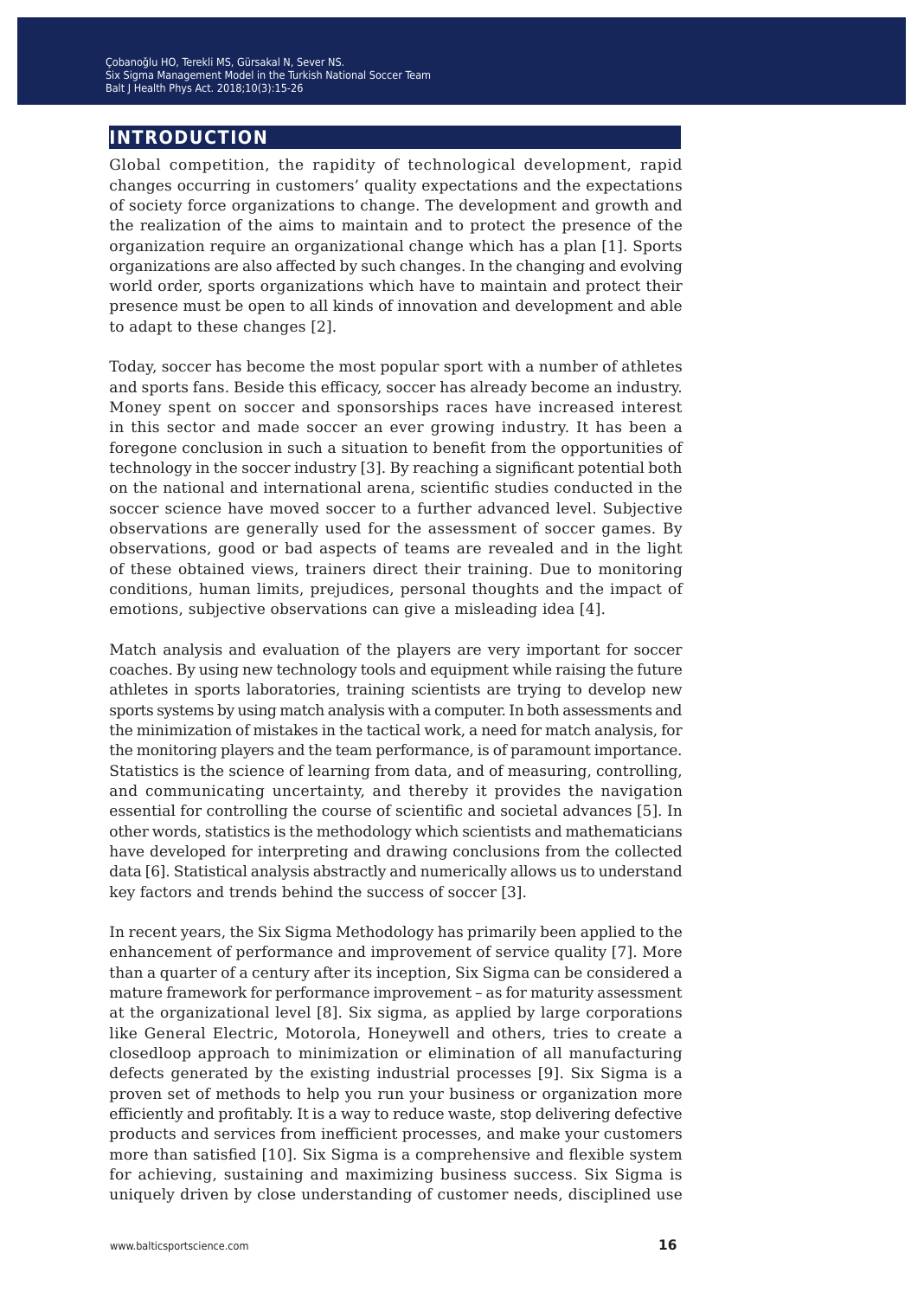## INTRODUCTION

Global competition, the rapidity of technological development, rapid changes occurring in customers' quality expectations and the expectations of society force organizations to change. The development and growth and the realization of the aims to maintain and to protect the presence of the organization require an organizational change which has a plan [1]. Sports organizations are also affected by such changes. In the changing and evolving world order, sports organizations which have to maintain and protect their presence must be open to all kinds of innovation and development and able to adapt to these changes [2].

Today, soccer has become the most popular sport with a number of athletes and sports fans. Beside this efficacy, soccer has already become an industry. Money spent on soccer and sponsorships races have increased interest in this sector and made soccer an ever growing industry. It has been a foregone conclusion in such a situation to benefit from the opportunities of technology in the soccer industry [3]. By reaching a significant potential both on the national and international arena, scientific studies conducted in the soccer science have moved soccer to a further advanced level. Subjective observations are generally used for the assessment of soccer games. By observations, good or bad aspects of teams are revealed and in the light of these obtained views, trainers direct their training. Due to monitoring conditions, human limits, prejudices, personal thoughts and the impact of emotions, subjective observations can give a misleading idea [4].

Match analysis and evaluation of the players are very important for soccer coaches. By using new technology tools and equipment while raising the future athletes in sports laboratories, training scientists are trying to develop new sports systems by using match analysis with a computer. In both assessments and the minimization of mistakes in the tactical work, a need for match analysis, for the monitoring players and the team performance, is of paramount importance. Statistics is the science of learning from data, and of measuring, controlling, and communicating uncertainty, and thereby it provides the navigation essential for controlling the course of scientific and societal advances [5]. In other words, statistics is the methodology which scientists and mathematicians have developed for interpreting and drawing conclusions from the collected data [6]. Statistical analysis abstractly and numerically allows us to understand key factors and trends behind the success of soccer [3].

In recent years, the Six Sigma Methodology has primarily been applied to the enhancement of performance and improvement of service quality [7]. More than a quarter of a century after its inception, Six Sigma can be considered a mature framework for performance improvement – as for maturity assessment at the organizational level [8]. Six sigma, as applied by large corporations like General Electric, Motorola, Honeywell and others, tries to create a closedloop approach to minimization or elimination of all manufacturing defects generated by the existing industrial processes [9]. Six Sigma is a proven set of methods to help you run your business or organization more efficiently and profitably. It is a way to reduce waste, stop delivering defective products and services from inefficient processes, and make your customers more than satisfied [10]. Six Sigma is a comprehensive and flexible system for achieving, sustaining and maximizing business success. Six Sigma is uniquely driven by close understanding of customer needs, disciplined use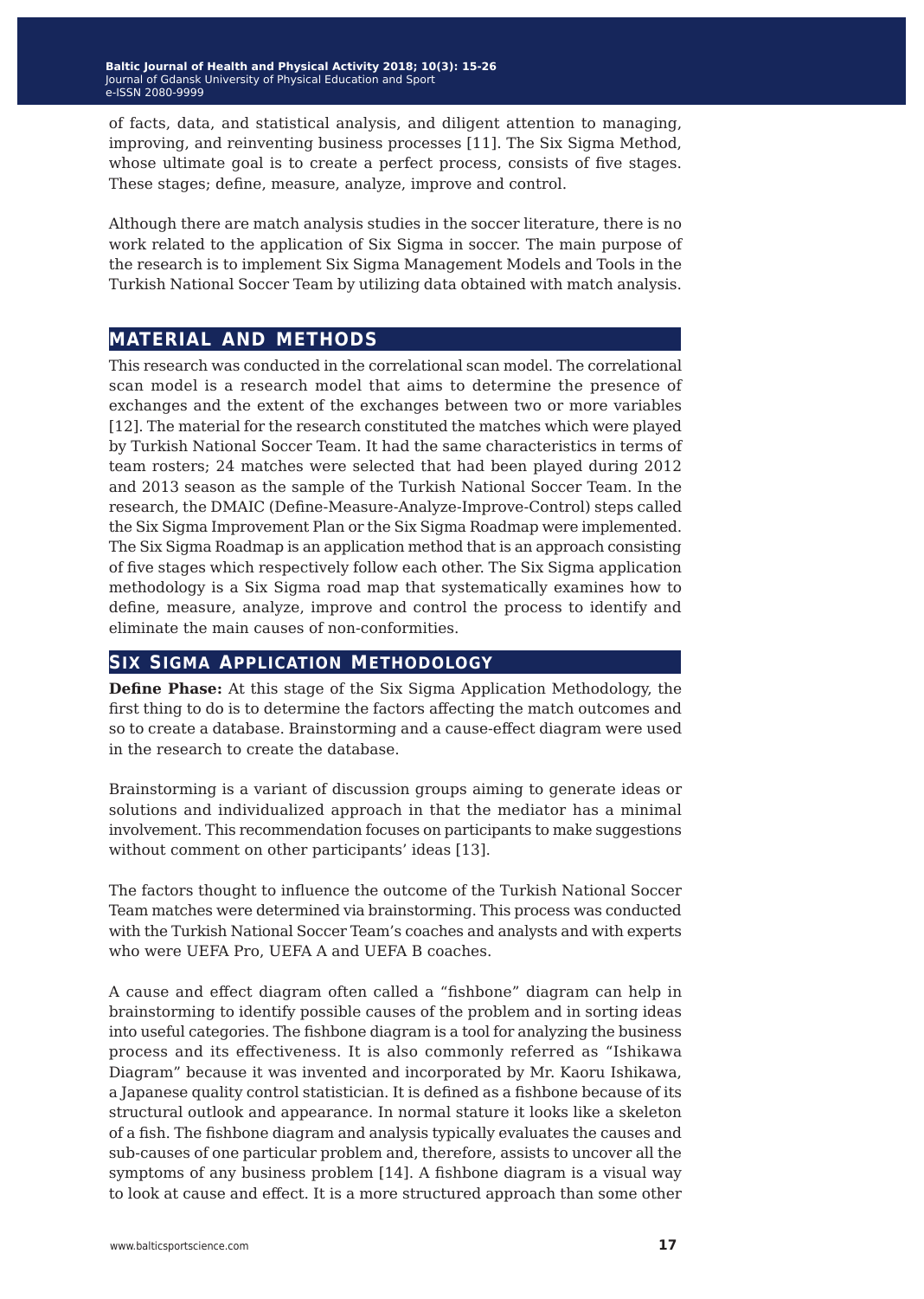of facts, data, and statistical analysis, and diligent attention to managing, improving, and reinventing business processes [11]. The Six Sigma Method, whose ultimate goal is to create a perfect process, consists of five stages. These stages; define, measure, analyze, improve and control.

Although there are match analysis studies in the soccer literature, there is no work related to the application of Six Sigma in soccer. The main purpose of the research is to implement Six Sigma Management Models and Tools in the Turkish National Soccer Team by utilizing data obtained with match analysis.

## MATERIAL AND METHODS

This research was conducted in the correlational scan model. The correlational scan model is a research model that aims to determine the presence of exchanges and the extent of the exchanges between two or more variables [12]. The material for the research constituted the matches which were played by Turkish National Soccer Team. It had the same characteristics in terms of team rosters; 24 matches were selected that had been played during 2012 and 2013 season as the sample of the Turkish National Soccer Team. In the research, the DMAIC (Define-Measure-Analyze-Improve-Control) steps called the Six Sigma Improvement Plan or the Six Sigma Roadmap were implemented. The Six Sigma Roadmap is an application method that is an approach consisting of five stages which respectively follow each other. The Six Sigma application methodology is a Six Sigma road map that systematically examines how to define, measure, analyze, improve and control the process to identify and eliminate the main causes of non-conformities.

## SIX SIGMA APPLICATION METHODOLOGY

**Define Phase:** At this stage of the Six Sigma Application Methodology, the first thing to do is to determine the factors affecting the match outcomes and so to create a database. Brainstorming and a cause-effect diagram were used in the research to create the database.

Brainstorming is a variant of discussion groups aiming to generate ideas or solutions and individualized approach in that the mediator has a minimal involvement. This recommendation focuses on participants to make suggestions without comment on other participants' ideas [13].

The factors thought to influence the outcome of the Turkish National Soccer Team matches were determined via brainstorming. This process was conducted with the Turkish National Soccer Team's coaches and analysts and with experts who were UEFA Pro, UEFA A and UEFA B coaches.

A cause and effect diagram often called a "fishbone" diagram can help in brainstorming to identify possible causes of the problem and in sorting ideas into useful categories. The fishbone diagram is a tool for analyzing the business process and its effectiveness. It is also commonly referred as "Ishikawa Diagram" because it was invented and incorporated by Mr. Kaoru Ishikawa, a Japanese quality control statistician. It is defined as a fishbone because of its structural outlook and appearance. In normal stature it looks like a skeleton of a fish. The fishbone diagram and analysis typically evaluates the causes and sub-causes of one particular problem and, therefore, assists to uncover all the symptoms of any business problem [14]. A fishbone diagram is a visual way to look at cause and effect. It is a more structured approach than some other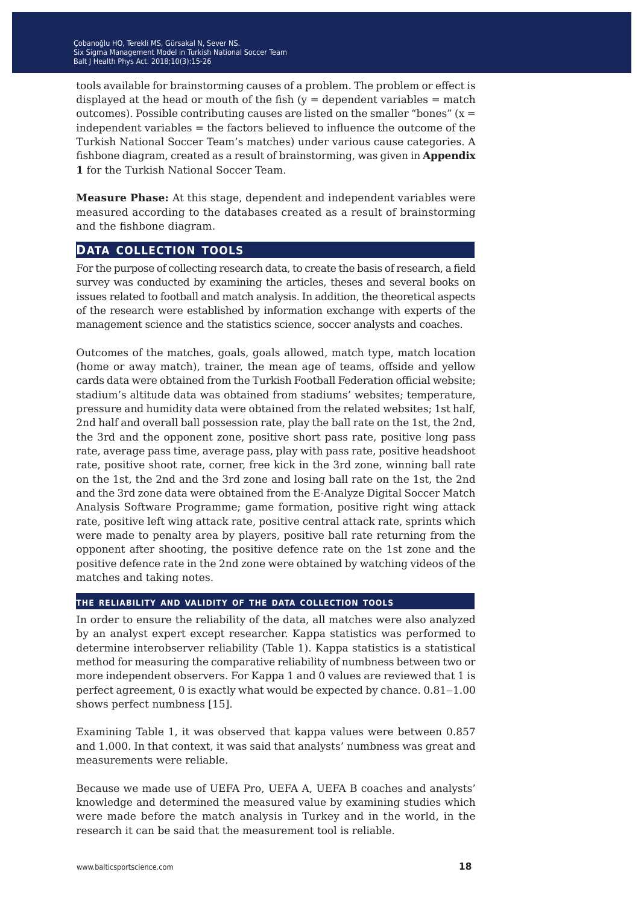tools available for brainstorming causes of a problem. The problem or effect is displayed at the head or mouth of the fish (y = dependent variables = match outcomes). Possible contributing causes are listed on the smaller "bones" (x = independent variables = the factors believed to influence the outcome of the Turkish National Soccer Team's matches) under various cause categories. A fishbone diagram, created as a result of brainstorming, was given in **Appendix 1** for the Turkish National Soccer Team.

**Measure Phase:** At this stage, dependent and independent variables were measured according to the databases created as a result of brainstorming and the fishbone diagram.

## Data collection tools

For the purpose of collecting research data, to create the basis of research, a field survey was conducted by examining the articles, theses and several books on issues related to football and match analysis. In addition, the theoretical aspects of the research were established by information exchange with experts of the management science and the statistics science, soccer analysts and coaches.

Outcomes of the matches, goals, goals allowed, match type, match location (home or away match), trainer, the mean age of teams, offside and yellow cards data were obtained from the Turkish Football Federation official website; stadium's altitude data was obtained from stadiums' websites; temperature, pressure and humidity data were obtained from the related websites; 1st half, 2nd half and overall ball possession rate, play the ball rate on the 1st, the 2nd, the 3rd and the opponent zone, positive short pass rate, positive long pass rate, average pass time, average pass, play with pass rate, positive headshoot rate, positive shoot rate, corner, free kick in the 3rd zone, winning ball rate on the 1st, the 2nd and the 3rd zone and losing ball rate on the 1st, the 2nd and the 3rd zone data were obtained from the E-Analyze Digital Soccer Match Analysis Software Programme; game formation, positive right wing attack rate, positive left wing attack rate, positive central attack rate, sprints which were made to penalty area by players, positive ball rate returning from the opponent after shooting, the positive defence rate on the 1st zone and the positive defence rate in the 2nd zone were obtained by watching videos of the matches and taking notes.

### The reliability and validity of the data collection tools

In order to ensure the reliability of the data, all matches were also analyzed by an analyst expert except researcher. Kappa statistics was performed to determine interobserver reliability (Table 1). Kappa statistics is a statistical method for measuring the comparative reliability of numbness between two or more independent observers. For Kappa 1 and 0 values are reviewed that 1 is perfect agreement, 0 is exactly what would be expected by chance. 0.81–1.00 shows perfect numbness [15].

Examining Table 1, it was observed that kappa values were between 0.857 and 1.000. In that context, it was said that analysts' numbness was great and measurements were reliable.

Because we made use of UEFA Pro, UEFA A, UEFA B coaches and analysts' knowledge and determined the measured value by examining studies which were made before the match analysis in Turkey and in the world, in the research it can be said that the measurement tool is reliable.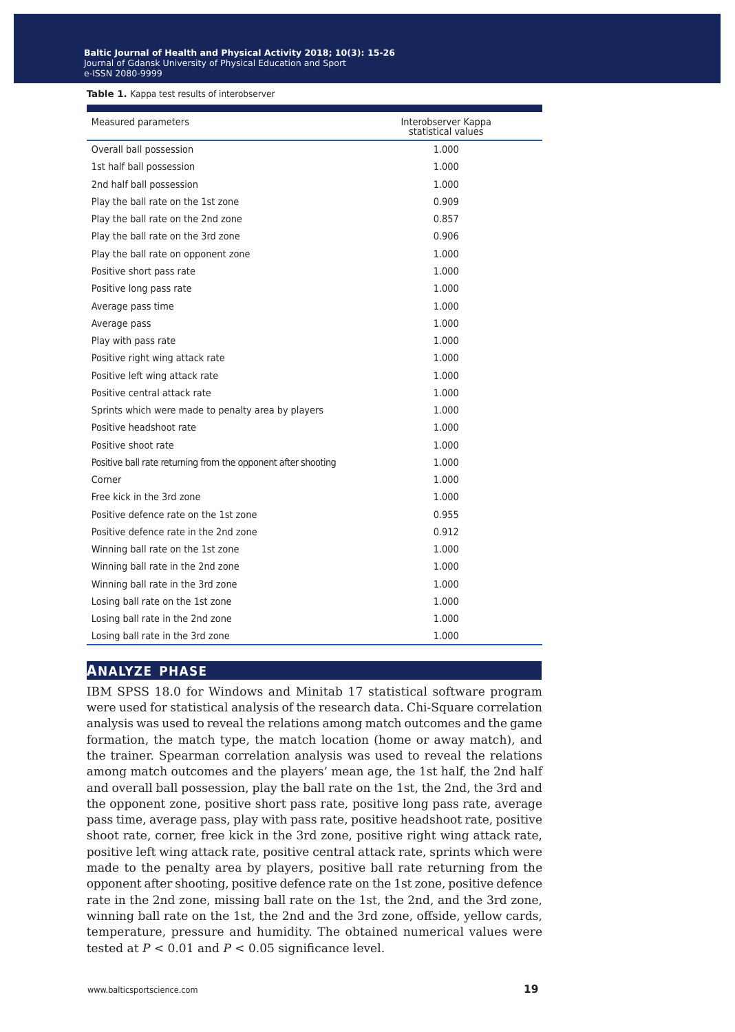**Table 1.** Kappa test results of interobserver

| Measured parameters | Interobserver Kappa statistical values |
|---|---|
| Overall ball possession | 1.000 |
| 1st half ball possession | 1.000 |
| 2nd half ball possession | 1.000 |
| Play the ball rate on the 1st zone | 0.909 |
| Play the ball rate on the 2nd zone | 0.857 |
| Play the ball rate on the 3rd zone | 0.906 |
| Play the ball rate on opponent zone | 1.000 |
| Positive short pass rate | 1.000 |
| Positive long pass rate | 1.000 |
| Average pass time | 1.000 |
| Average pass | 1.000 |
| Play with pass rate | 1.000 |
| Positive right wing attack rate | 1.000 |
| Positive left wing attack rate | 1.000 |
| Positive central attack rate | 1.000 |
| Sprints which were made to penalty area by players | 1.000 |
| Positive headshoot rate | 1.000 |
| Positive shoot rate | 1.000 |
| Positive ball rate returning from the opponent after shooting | 1.000 |
| Corner | 1.000 |
| Free kick in the 3rd zone | 1.000 |
| Positive defence rate on the 1st zone | 0.955 |
| Positive defence rate in the 2nd zone | 0.912 |
| Winning ball rate on the 1st zone | 1.000 |
| Winning ball rate in the 2nd zone | 1.000 |
| Winning ball rate in the 3rd zone | 1.000 |
| Losing ball rate on the 1st zone | 1.000 |
| Losing ball rate in the 2nd zone | 1.000 |
| Losing ball rate in the 3rd zone | 1.000 |

## ANALYZE PHASE

IBM SPSS 18.0 for Windows and Minitab 17 statistical software program were used for statistical analysis of the research data. Chi-Square correlation analysis was used to reveal the relations among match outcomes and the game formation, the match type, the match location (home or away match), and the trainer. Spearman correlation analysis was used to reveal the relations among match outcomes and the players' mean age, the 1st half, the 2nd half and overall ball possession, play the ball rate on the 1st, the 2nd, the 3rd and the opponent zone, positive short pass rate, positive long pass rate, average pass time, average pass, play with pass rate, positive headshoot rate, positive shoot rate, corner, free kick in the 3rd zone, positive right wing attack rate, positive left wing attack rate, positive central attack rate, sprints which were made to the penalty area by players, positive ball rate returning from the opponent after shooting, positive defence rate on the 1st zone, positive defence rate in the 2nd zone, missing ball rate on the 1st, the 2nd, and the 3rd zone, winning ball rate on the 1st, the 2nd and the 3rd zone, offside, yellow cards, temperature, pressure and humidity. The obtained numerical values were tested at $P < 0.01$ and $P < 0.05$ significance level.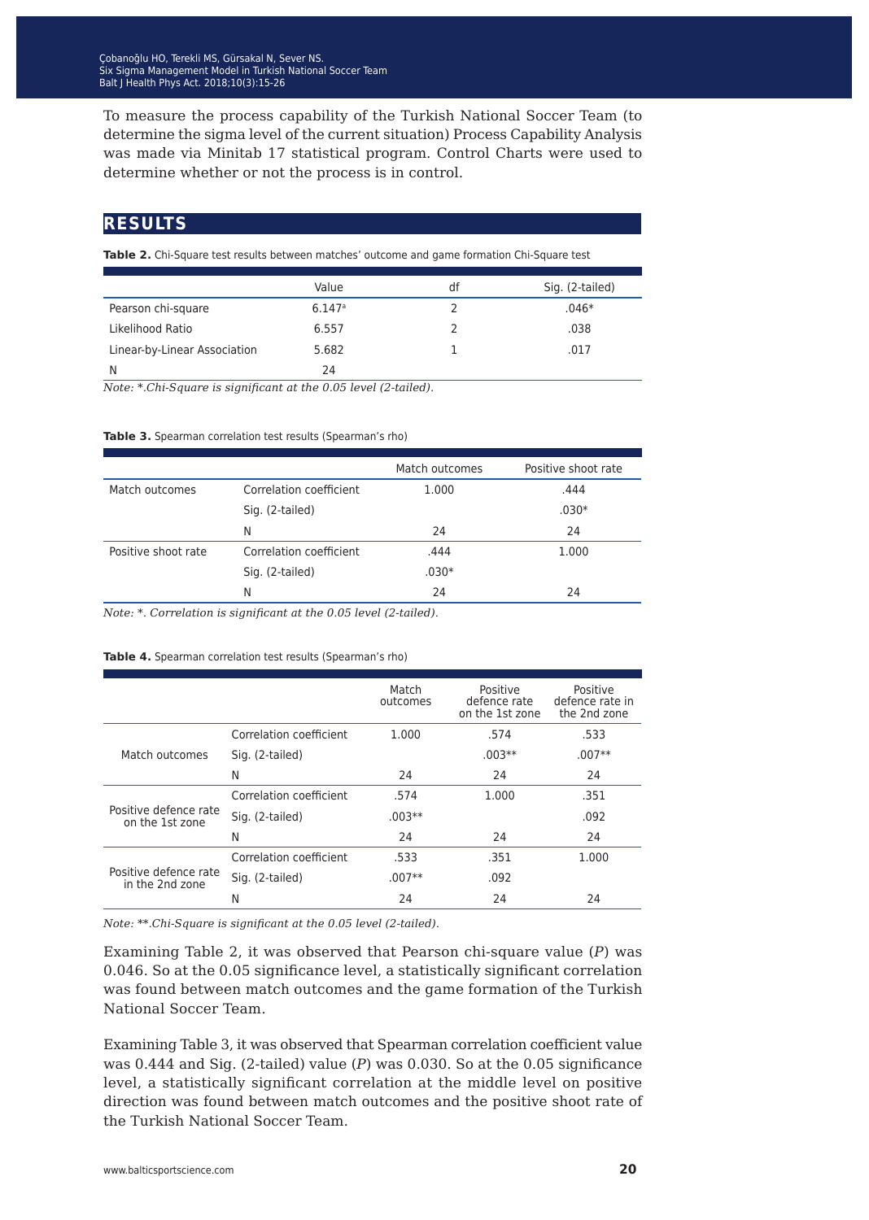To measure the process capability of the Turkish National Soccer Team (to determine the sigma level of the current situation) Process Capability Analysis was made via Minitab 17 statistical program. Control Charts were used to determine whether or not the process is in control.

## RESULTS

**Table 2.** Chi-Square test results between matches' outcome and game formation Chi-Square test

| | Value | df | Sig. (2-tailed) |
|---|---|---|---|
| Pearson chi-square | 6.147[a] | 2 | .046* |
| Likelihood Ratio | 6.557 | 2 | .038 |
| Linear-by-Linear Association | 5.682 | 1 | .017 |
| N | 24 | | |

*Note: \*.Chi-Square is significant at the 0.05 level (2-tailed).*

**Table 3.** Spearman correlation test results (Spearman's rho)

| | | Match outcomes | Positive shoot rate |
|---|---|---|---|
| Match outcomes | Correlation coefficient | 1.000 | .444 |
| | Sig. (2-tailed) | | .030* |
| | N | 24 | 24 |
| Positive shoot rate | Correlation coefficient | .444 | 1.000 |
| | Sig. (2-tailed) | .030* | |
| | N | 24 | 24 |

*Note: \*. Correlation is significant at the 0.05 level (2-tailed).*

**Table 4.** Spearman correlation test results (Spearman's rho)

| | | Match outcomes | Positive defence rate on the 1st zone | Positive defence rate in the 2nd zone |
|---|---|---|---|---|
| Match outcomes | Correlation coefficient | 1.000 | .574 | .533 |
| | Sig. (2-tailed) | | .003** | .007** |
| | N | 24 | 24 | 24 |
| Positive defence rate on the 1st zone | Correlation coefficient | .574 | 1.000 | .351 |
| | Sig. (2-tailed) | .003** | | .092 |
| | N | 24 | 24 | 24 |
| Positive defence rate in the 2nd zone | Correlation coefficient | .533 | .351 | 1.000 |
| | Sig. (2-tailed) | .007** | .092 | |
| | N | 24 | 24 | 24 |

*Note: \*\*.Chi-Square is significant at the 0.05 level (2-tailed).*

Examining Table 2, it was observed that Pearson chi-square value ($P$) was 0.046. So at the 0.05 significance level, a statistically significant correlation was found between match outcomes and the game formation of the Turkish National Soccer Team.

Examining Table 3, it was observed that Spearman correlation coefficient value was 0.444 and Sig. (2-tailed) value ($P$) was 0.030. So at the 0.05 significance level, a statistically significant correlation at the middle level on positive direction was found between match outcomes and the positive shoot rate of the Turkish National Soccer Team.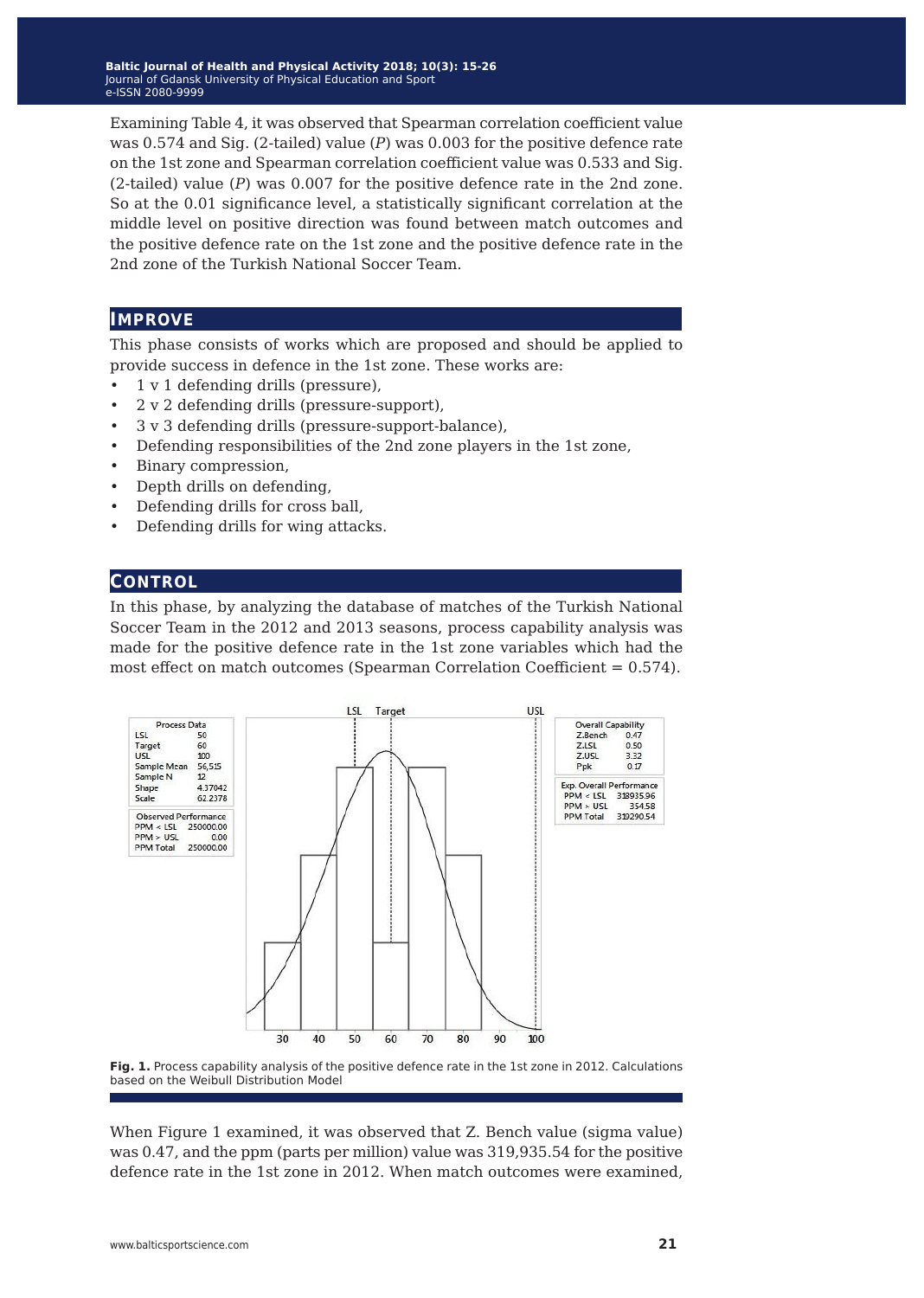Examining Table 4, it was observed that Spearman correlation coefficient value was 0.574 and Sig. (2-tailed) value (*P*) was 0.003 for the positive defence rate on the 1st zone and Spearman correlation coefficient value was 0.533 and Sig. (2-tailed) value (*P*) was 0.007 for the positive defence rate in the 2nd zone. So at the 0.01 significance level, a statistically significant correlation at the middle level on positive direction was found between match outcomes and the positive defence rate on the 1st zone and the positive defence rate in the 2nd zone of the Turkish National Soccer Team.

## IMPROVE

This phase consists of works which are proposed and should be applied to provide success in defence in the 1st zone. These works are:

- 1 v 1 defending drills (pressure),
- 2 v 2 defending drills (pressure-support),
- 3 v 3 defending drills (pressure-support-balance),
- Defending responsibilities of the 2nd zone players in the 1st zone,
- Binary compression,
- Depth drills on defending,
- Defending drills for cross ball,
- Defending drills for wing attacks.

## CONTROL

In this phase, by analyzing the database of matches of the Turkish National Soccer Team in the 2012 and 2013 seasons, process capability analysis was made for the positive defence rate in the 1st zone variables which had the most effect on match outcomes (Spearman Correlation Coefficient = 0.574).

| Process Data | |
|---|---|
| LSL | 50 |
| Target | 60 |
| USL | 100 |
| Sample Mean | 56,515 |
| Sample N | 12 |
| Shape | 4.37042 |
| Scale | 62.2378 |

| Observed Performance | |
|---|---|
| PPM < LSL | 250000.00 |
| PPM > USL | 0.00 |
| PPM Total | 250000.00 |

| Overall Capability | |
|---|---|
| Z.Bench | 0.47 |
| Z.LSL | 0.50 |
| Z.USL | 3.32 |
| Ppk | 0.17 |

| Exp. Overall Performance | |
|---|---|
| PPM < LSL | 318935.96 |
| PPM > USL | 354.58 |
| PPM Total | 319290.54 |

**Fig. 1.** Process capability analysis of the positive defence rate in the 1st zone in 2012. Calculations based on the Weibull Distribution Model

When Figure 1 examined, it was observed that Z. Bench value (sigma value) was 0.47, and the ppm (parts per million) value was 319,935.54 for the positive defence rate in the 1st zone in 2012. When match outcomes were examined,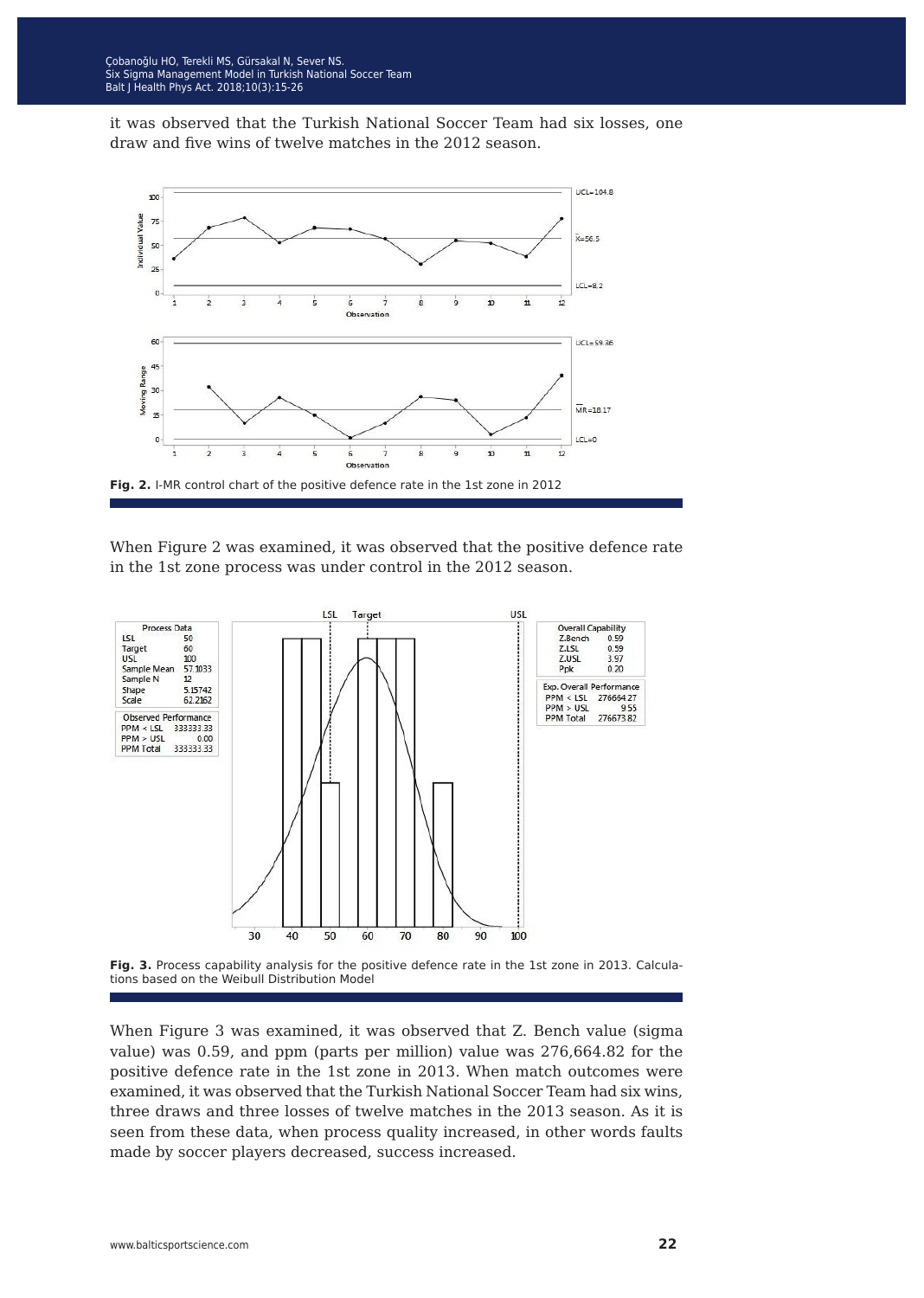it was observed that the Turkish National Soccer Team had six losses, one draw and five wins of twelve matches in the 2012 season.

**Fig. 2.** I-MR control chart of the positive defence rate in the 1st zone in 2012

When Figure 2 was examined, it was observed that the positive defence rate in the 1st zone process was under control in the 2012 season.

**Fig. 3.** Process capability analysis for the positive defence rate in the 1st zone in 2013. Calculations based on the Weibull Distribution Model

When Figure 3 was examined, it was observed that Z. Bench value (sigma value) was 0.59, and ppm (parts per million) value was 276,664.82 for the positive defence rate in the 1st zone in 2013. When match outcomes were examined, it was observed that the Turkish National Soccer Team had six wins, three draws and three losses of twelve matches in the 2013 season. As it is seen from these data, when process quality increased, in other words faults made by soccer players decreased, success increased.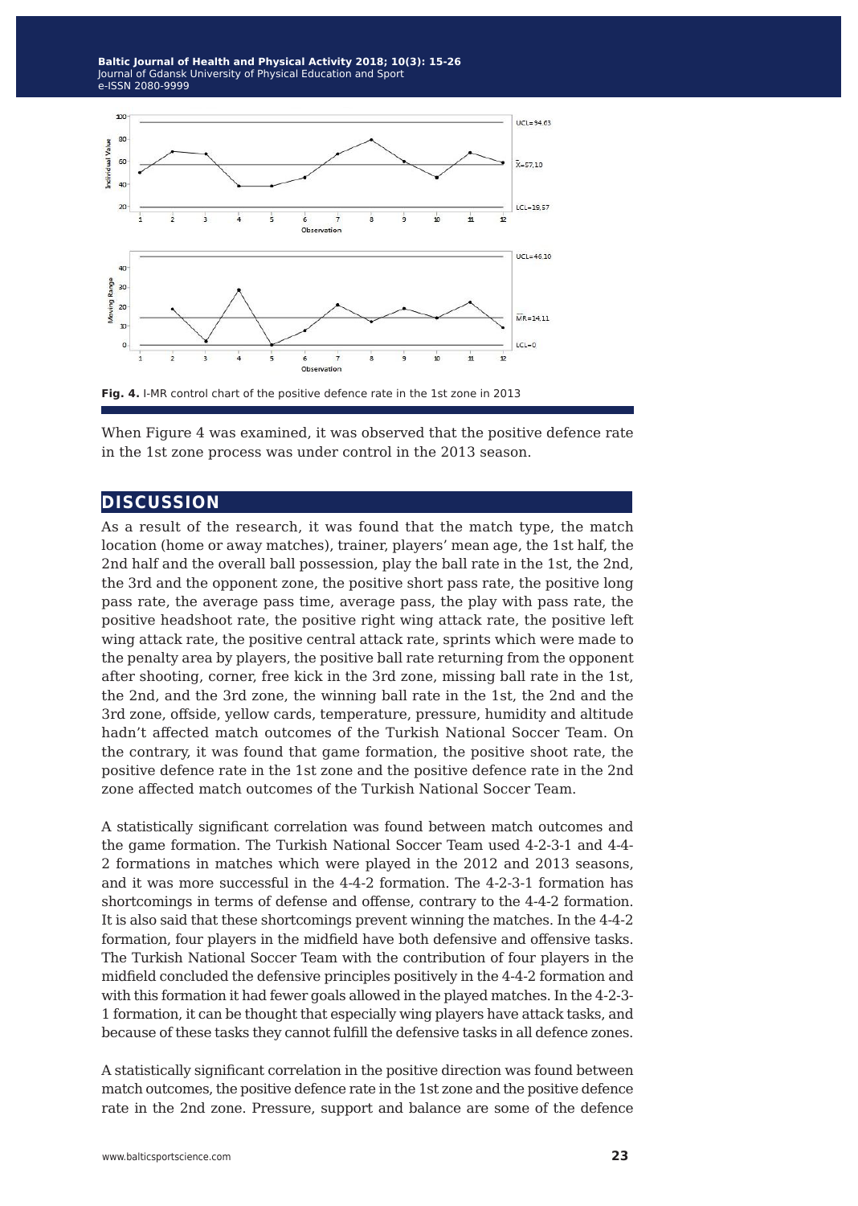**Fig. 4.** I-MR control chart of the positive defence rate in the 1st zone in 2013

When Figure 4 was examined, it was observed that the positive defence rate in the 1st zone process was under control in the 2013 season.

## DISCUSSION

As a result of the research, it was found that the match type, the match location (home or away matches), trainer, players' mean age, the 1st half, the 2nd half and the overall ball possession, play the ball rate in the 1st, the 2nd, the 3rd and the opponent zone, the positive short pass rate, the positive long pass rate, the average pass time, average pass, the play with pass rate, the positive headshoot rate, the positive right wing attack rate, the positive left wing attack rate, the positive central attack rate, sprints which were made to the penalty area by players, the positive ball rate returning from the opponent after shooting, corner, free kick in the 3rd zone, missing ball rate in the 1st, the 2nd, and the 3rd zone, the winning ball rate in the 1st, the 2nd and the 3rd zone, offside, yellow cards, temperature, pressure, humidity and altitude hadn't affected match outcomes of the Turkish National Soccer Team. On the contrary, it was found that game formation, the positive shoot rate, the positive defence rate in the 1st zone and the positive defence rate in the 2nd zone affected match outcomes of the Turkish National Soccer Team.

A statistically significant correlation was found between match outcomes and the game formation. The Turkish National Soccer Team used 4-2-3-1 and 4-4-2 formations in matches which were played in the 2012 and 2013 seasons, and it was more successful in the 4-4-2 formation. The 4-2-3-1 formation has shortcomings in terms of defense and offense, contrary to the 4-4-2 formation. It is also said that these shortcomings prevent winning the matches. In the 4-4-2 formation, four players in the midfield have both defensive and offensive tasks. The Turkish National Soccer Team with the contribution of four players in the midfield concluded the defensive principles positively in the 4-4-2 formation and with this formation it had fewer goals allowed in the played matches. In the 4-2-3-1 formation, it can be thought that especially wing players have attack tasks, and because of these tasks they cannot fulfill the defensive tasks in all defence zones.

A statistically significant correlation in the positive direction was found between match outcomes, the positive defence rate in the 1st zone and the positive defence rate in the 2nd zone. Pressure, support and balance are some of the defence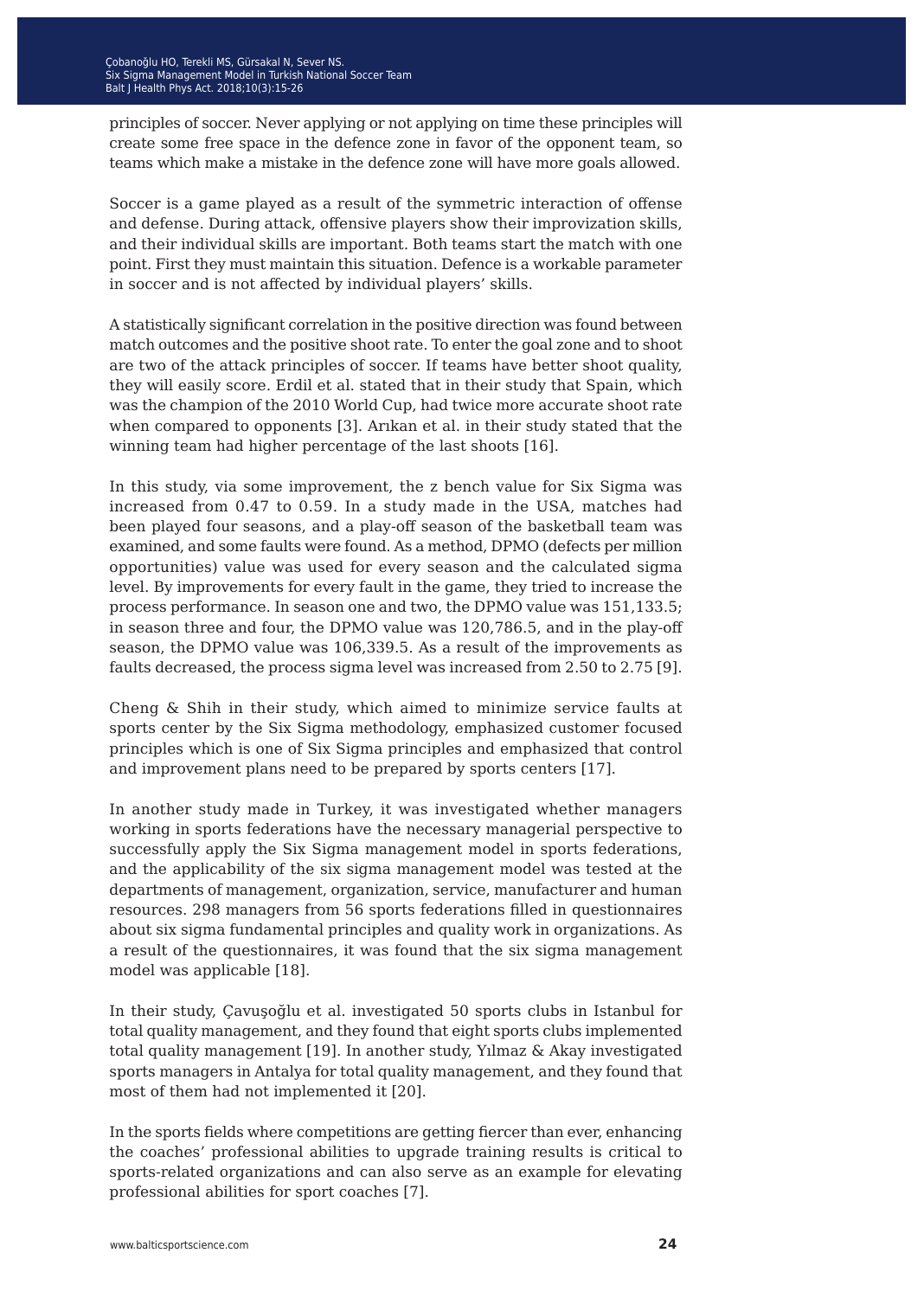principles of soccer. Never applying or not applying on time these principles will create some free space in the defence zone in favor of the opponent team, so teams which make a mistake in the defence zone will have more goals allowed.

Soccer is a game played as a result of the symmetric interaction of offense and defense. During attack, offensive players show their improvization skills, and their individual skills are important. Both teams start the match with one point. First they must maintain this situation. Defence is a workable parameter in soccer and is not affected by individual players' skills.

A statistically significant correlation in the positive direction was found between match outcomes and the positive shoot rate. To enter the goal zone and to shoot are two of the attack principles of soccer. If teams have better shoot quality, they will easily score. Erdil et al. stated that in their study that Spain, which was the champion of the 2010 World Cup, had twice more accurate shoot rate when compared to opponents [3]. Arıkan et al. in their study stated that the winning team had higher percentage of the last shoots [16].

In this study, via some improvement, the z bench value for Six Sigma was increased from 0.47 to 0.59. In a study made in the USA, matches had been played four seasons, and a play-off season of the basketball team was examined, and some faults were found. As a method, DPMO (defects per million opportunities) value was used for every season and the calculated sigma level. By improvements for every fault in the game, they tried to increase the process performance. In season one and two, the DPMO value was 151,133.5; in season three and four, the DPMO value was 120,786.5, and in the play-off season, the DPMO value was 106,339.5. As a result of the improvements as faults decreased, the process sigma level was increased from 2.50 to 2.75 [9].

Cheng & Shih in their study, which aimed to minimize service faults at sports center by the Six Sigma methodology, emphasized customer focused principles which is one of Six Sigma principles and emphasized that control and improvement plans need to be prepared by sports centers [17].

In another study made in Turkey, it was investigated whether managers working in sports federations have the necessary managerial perspective to successfully apply the Six Sigma management model in sports federations, and the applicability of the six sigma management model was tested at the departments of management, organization, service, manufacturer and human resources. 298 managers from 56 sports federations filled in questionnaires about six sigma fundamental principles and quality work in organizations. As a result of the questionnaires, it was found that the six sigma management model was applicable [18].

In their study, Çavuşoğlu et al. investigated 50 sports clubs in Istanbul for total quality management, and they found that eight sports clubs implemented total quality management [19]. In another study, Yılmaz & Akay investigated sports managers in Antalya for total quality management, and they found that most of them had not implemented it [20].

In the sports fields where competitions are getting fiercer than ever, enhancing the coaches' professional abilities to upgrade training results is critical to sports-related organizations and can also serve as an example for elevating professional abilities for sport coaches [7].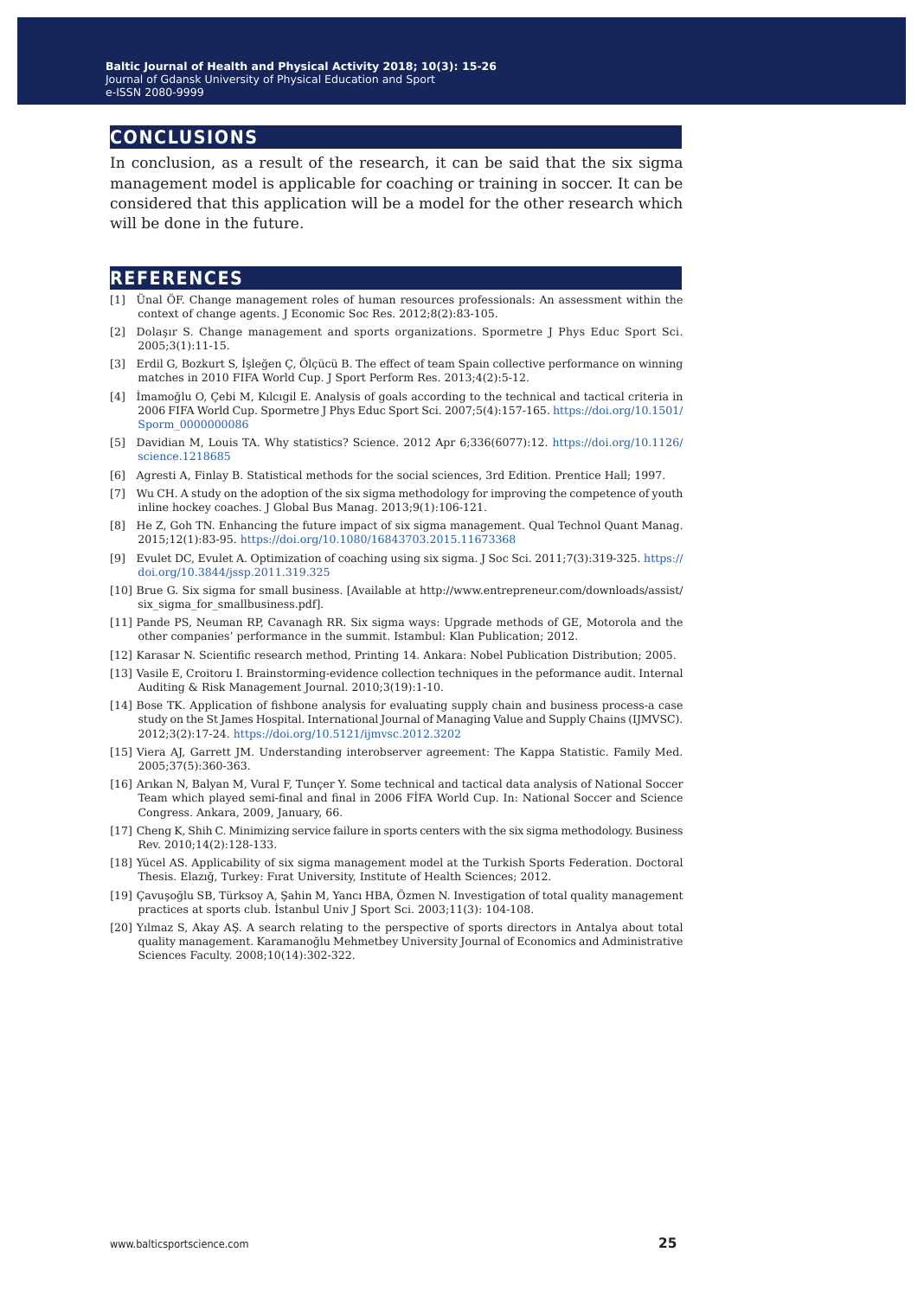## CONCLUSIONS

In conclusion, as a result of the research, it can be said that the six sigma management model is applicable for coaching or training in soccer. It can be considered that this application will be a model for the other research which will be done in the future.

## REFERENCES

[1] Ünal ÖF. Change management roles of human resources professionals: An assessment within the context of change agents. J Economic Soc Res. 2012;8(2):83-105.

[2] Dolaşır S. Change management and sports organizations. Spormetre J Phys Educ Sport Sci. 2005;3(1):11-15.

[3] Erdil G, Bozkurt S, İşleğen Ç, Ölçücü B. The effect of team Spain collective performance on winning matches in 2010 FIFA World Cup. J Sport Perform Res. 2013;4(2):5-12.

[4] İmamoğlu O, Çebi M, Kılcıgil E. Analysis of goals according to the technical and tactical criteria in 2006 FIFA World Cup. Spormetre J Phys Educ Sport Sci. 2007;5(4):157-165. https://doi.org/10.1501/Sporm_0000000086

[5] Davidian M, Louis TA. Why statistics? Science. 2012 Apr 6;336(6077):12. https://doi.org/10.1126/science.1218685

[6] Agresti A, Finlay B. Statistical methods for the social sciences, 3rd Edition. Prentice Hall; 1997.

[7] Wu CH. A study on the adoption of the six sigma methodology for improving the competence of youth inline hockey coaches. J Global Bus Manag. 2013;9(1):106-121.

[8] He Z, Goh TN. Enhancing the future impact of six sigma management. Qual Technol Quant Manag. 2015;12(1):83-95. https://doi.org/10.1080/16843703.2015.11673368

[9] Evulet DC, Evulet A. Optimization of coaching using six sigma. J Soc Sci. 2011;7(3):319-325. https://doi.org/10.3844/jssp.2011.319.325

[10] Brue G. Six sigma for small business. [Available at http://www.entrepreneur.com/downloads/assist/six_sigma_for_smallbusiness.pdf].

[11] Pande PS, Neuman RP, Cavanagh RR. Six sigma ways: Upgrade methods of GE, Motorola and the other companies' performance in the summit. Istambul: Klan Publication; 2012.

[12] Karasar N. Scientific research method, Printing 14. Ankara: Nobel Publication Distribution; 2005.

[13] Vasile E, Croitoru I. Brainstorming-evidence collection techniques in the peformance audit. Internal Auditing & Risk Management Journal. 2010;3(19):1-10.

[14] Bose TK. Application of fishbone analysis for evaluating supply chain and business process-a case study on the St James Hospital. International Journal of Managing Value and Supply Chains (IJMVSC). 2012;3(2):17-24. https://doi.org/10.5121/ijmvsc.2012.3202

[15] Viera AJ, Garrett JM. Understanding interobserver agreement: The Kappa Statistic. Family Med. 2005;37(5):360-363.

[16] Arıkan N, Balyan M, Vural F, Tunçer Y. Some technical and tactical data analysis of National Soccer Team which played semi-final and final in 2006 FİFA World Cup. In: National Soccer and Science Congress. Ankara, 2009, January, 66.

[17] Cheng K, Shih C. Minimizing service failure in sports centers with the six sigma methodology. Business Rev. 2010;14(2):128-133.

[18] Yücel AS. Applicability of six sigma management model at the Turkish Sports Federation. Doctoral Thesis. Elazığ, Turkey: Fırat University, Institute of Health Sciences; 2012.

[19] Çavuşoğlu SB, Türksoy A, Şahin M, Yancı HBA, Özmen N. Investigation of total quality management practices at sports club. İstanbul Univ J Sport Sci. 2003;11(3): 104-108.

[20] Yılmaz S, Akay AŞ. A search relating to the perspective of sports directors in Antalya about total quality management. Karamanoğlu Mehmetbey University Journal of Economics and Administrative Sciences Faculty. 2008;10(14):302-322.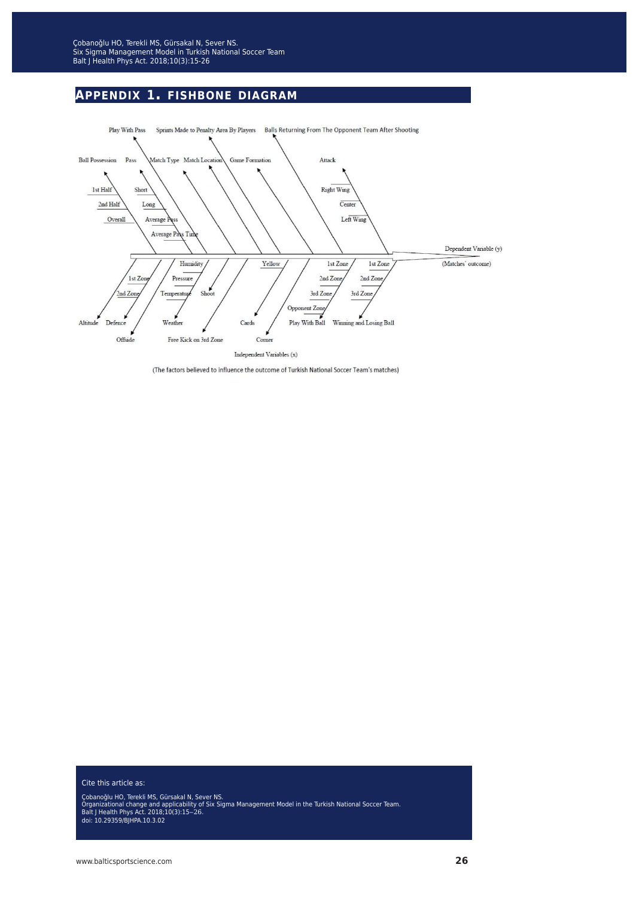## APPENDIX 1. FISHBONE DIAGRAM

Play With Pass
Sprints Made to Penalty Area By Players
Balls Returning From The Opponent Team After Shooting
Ball Possession
Pass
Match Type
Match Location
Game Formation
Attack
1st Half
2nd Half
Overall
Short
Long
Average Pass
Average Pass Time
Right Wing
Center
Left Wing
Dependent Variable (y)
(Matches' outcome)
Humidity
Pressure
Temperature
Shoot
Yellow
1st Zone
2nd Zone
3rd Zone
Opponent Zone
1st Zone
2nd Zone
3rd Zone
1st Zone
2nd Zone
Altitude
Defence
Offside
Weather
Free Kick on 3rd Zone
Cards
Corner
Play With Ball
Winning and Losing Ball
Independent Variables (x)

(The factors believed to influence the outcome of Turkish National Soccer Team's matches)

Cite this article as:

Çobanoğlu HO, Terekli MS, Gürsakal N, Sever NS.
Organizational change and applicability of Six Sigma Management Model in the Turkish National Soccer Team.
Balt J Health Phys Act. 2018;10(3):15–26.
doi: 10.29359/BJHPA.10.3.02